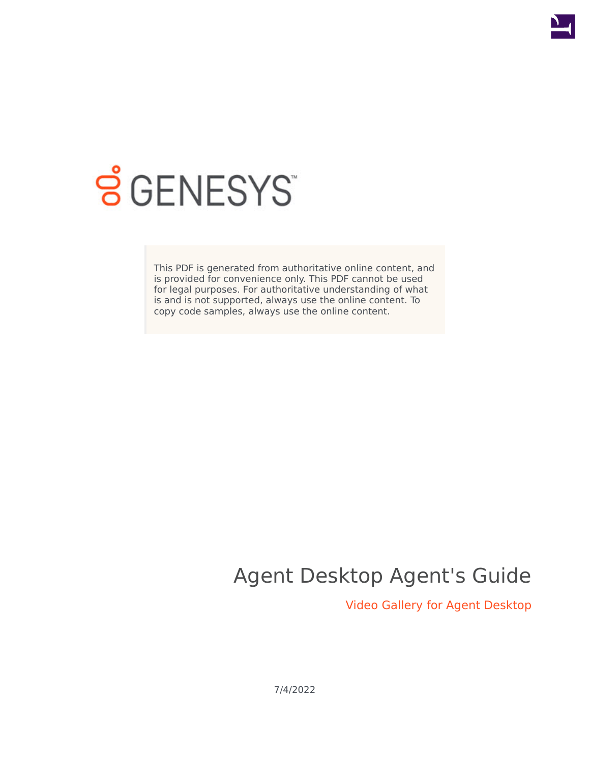This PDF is generated from authoritative online content, and is provided for convenience only. This PDF cannot be used for legal purposes. For authoritative understanding of what is and is not supported, always use the online content. To copy code samples, always use the online content.

# Agent Desktop Agent's Guide

## Video Gallery for Agent Desktop

7/4/2022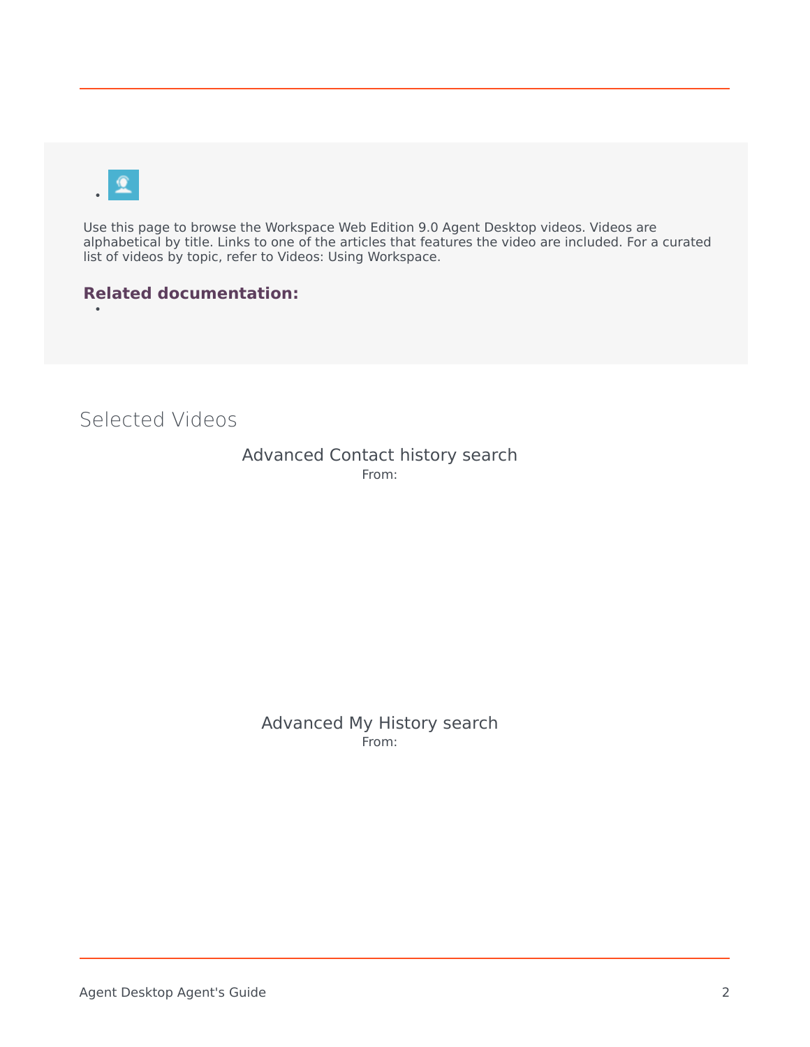Use this page to browse the Workspace Web Edition 9.0 Agent Desktop videos. Videos are alphabetical by title. Links to one of the articles that features the video are included. For a curated list of videos by topic, refer to Videos: Using Workspace.

**Related documentation:**

## Selected Videos

### Advanced Contact history search

From:

### Advanced My History search

From: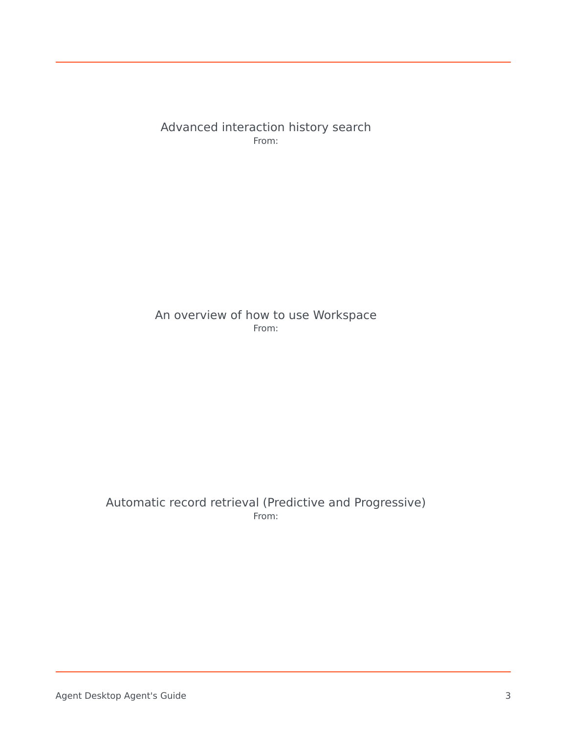Advanced interaction history search

From:

An overview of how to use Workspace

From:

Automatic record retrieval (Predictive and Progressive)

From: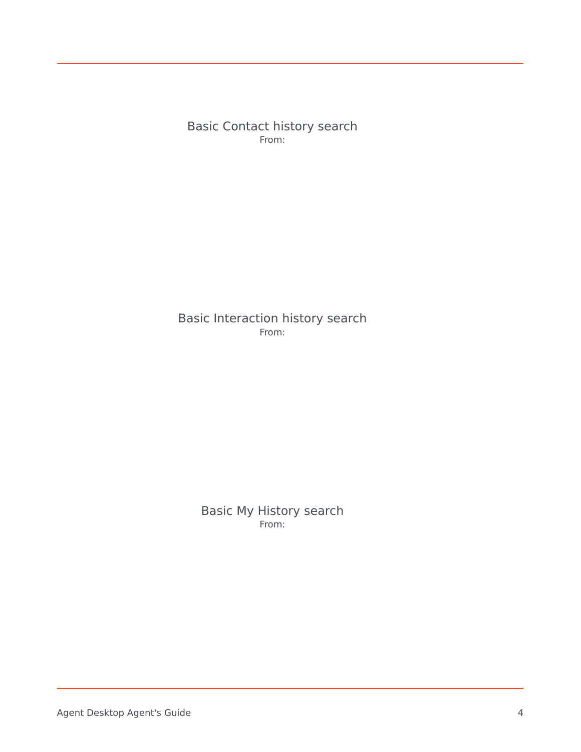Basic Contact history search

From:

Basic Interaction history search

From:

Basic My History search

From: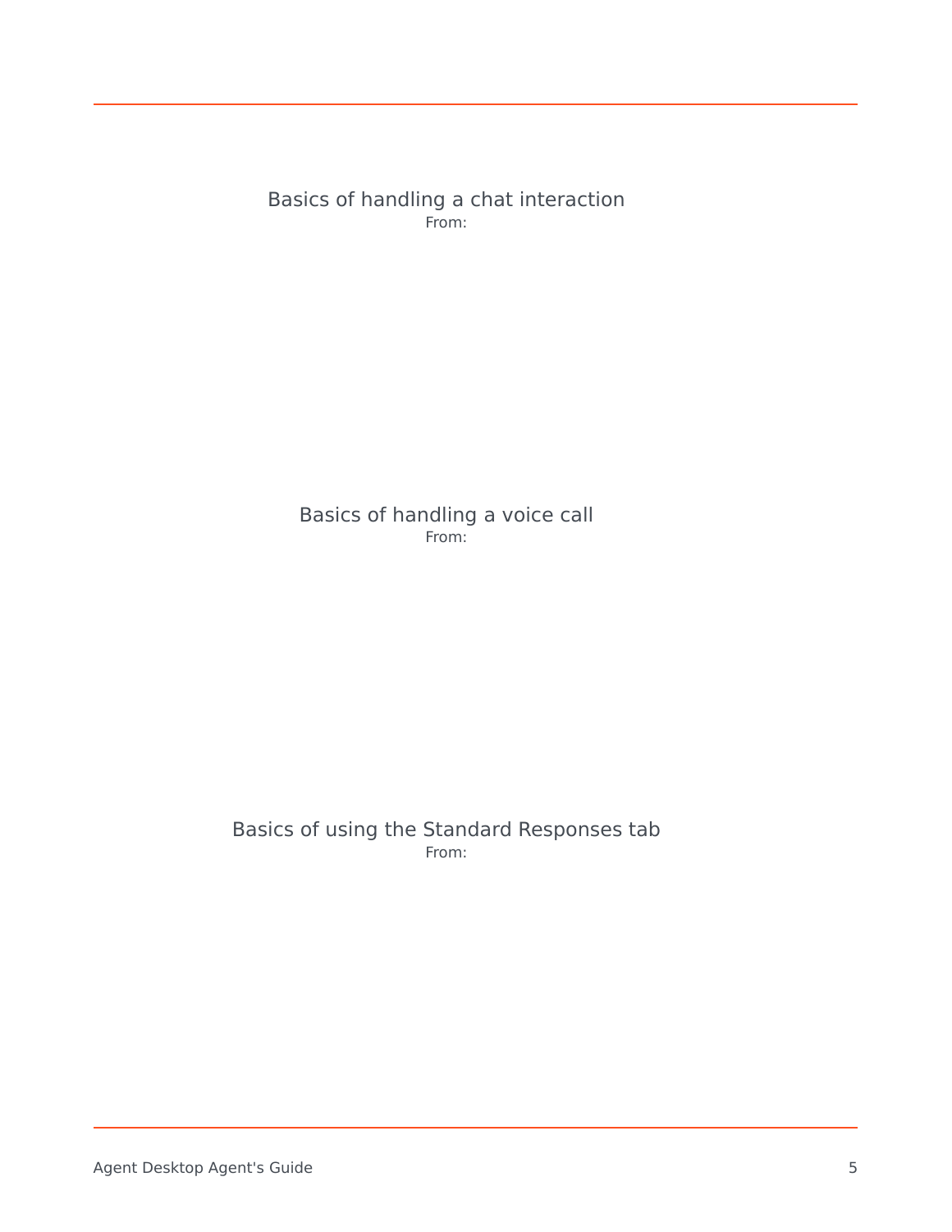Basics of handling a chat interaction

From:

Basics of handling a voice call

From:

Basics of using the Standard Responses tab

From: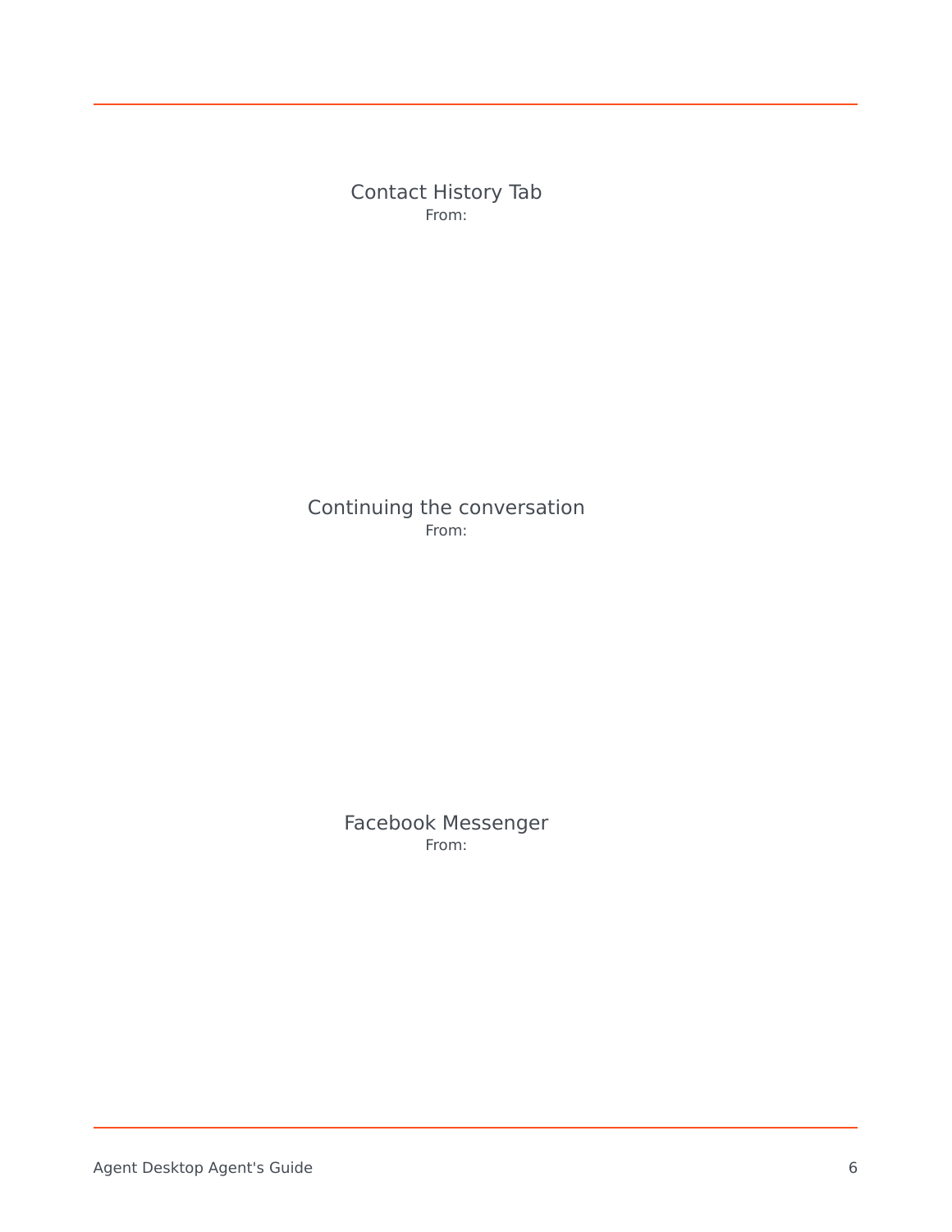Contact History Tab
From:

Continuing the conversation
From:

Facebook Messenger
From: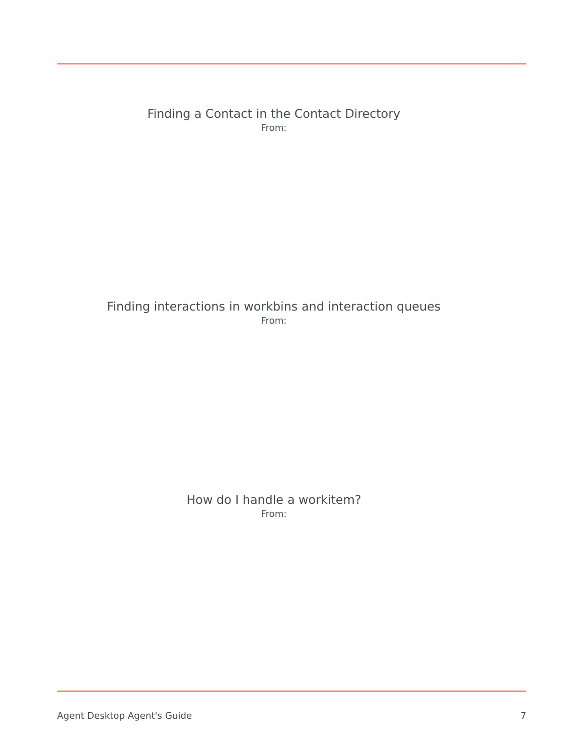Finding a Contact in the Contact Directory

From:

Finding interactions in workbins and interaction queues

From:

How do I handle a workitem?

From: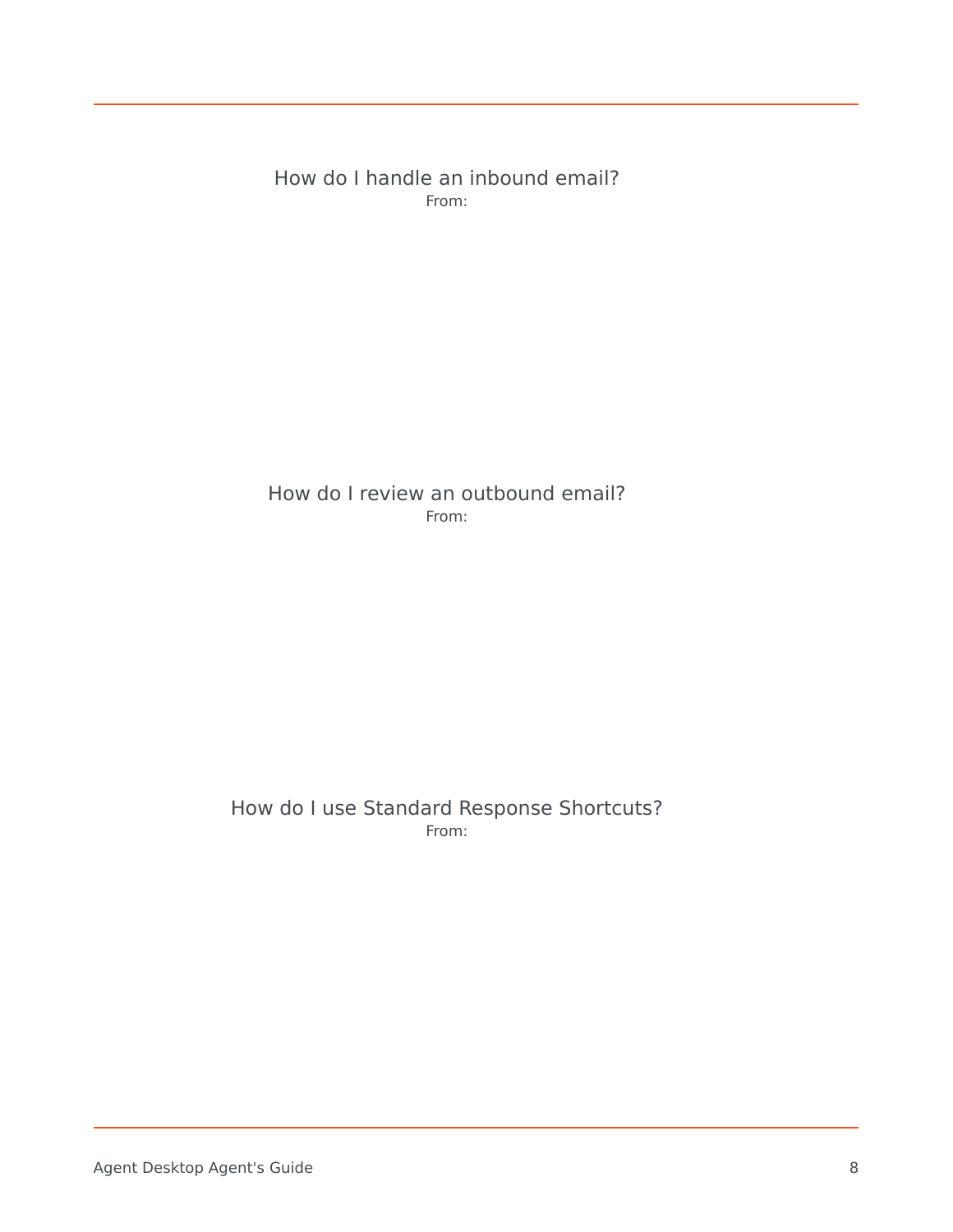How do I handle an inbound email?

From:

How do I review an outbound email?

From:

How do I use Standard Response Shortcuts?

From: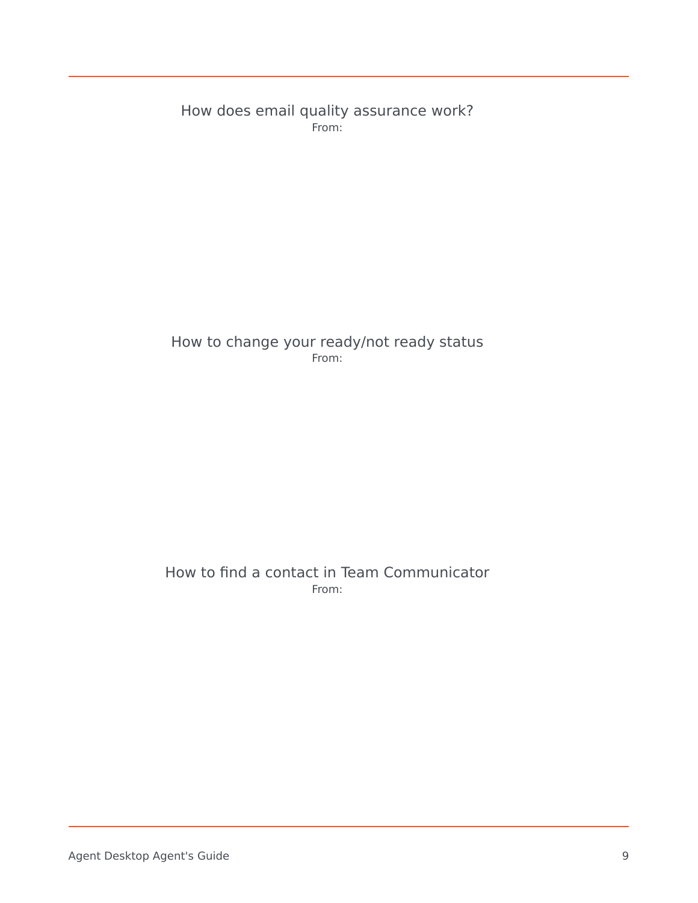How does email quality assurance work?

From:

How to change your ready/not ready status

From:

How to find a contact in Team Communicator

From: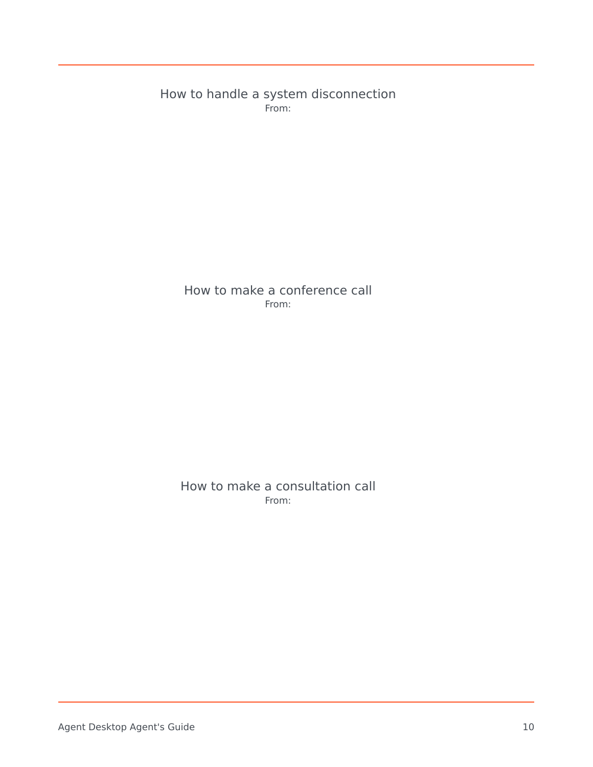How to handle a system disconnection

From:

How to make a conference call

From:

How to make a consultation call

From: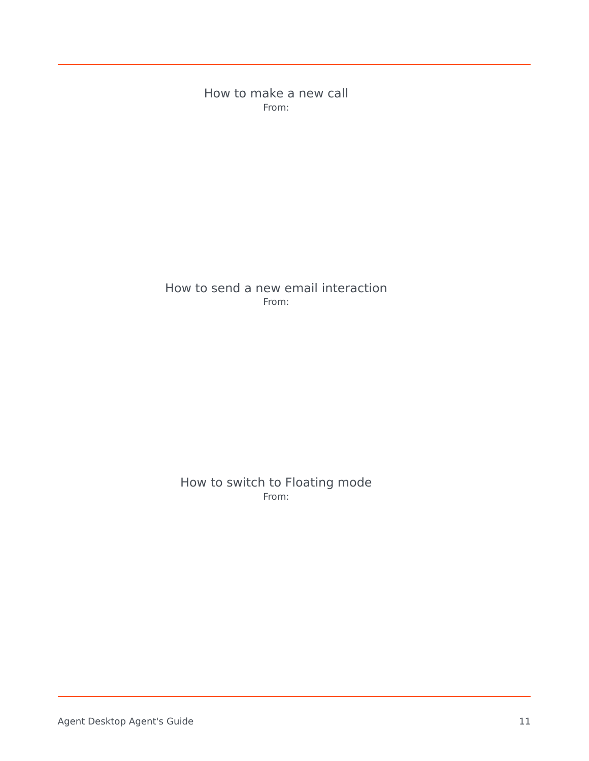How to make a new call

From:

How to send a new email interaction

From:

How to switch to Floating mode

From: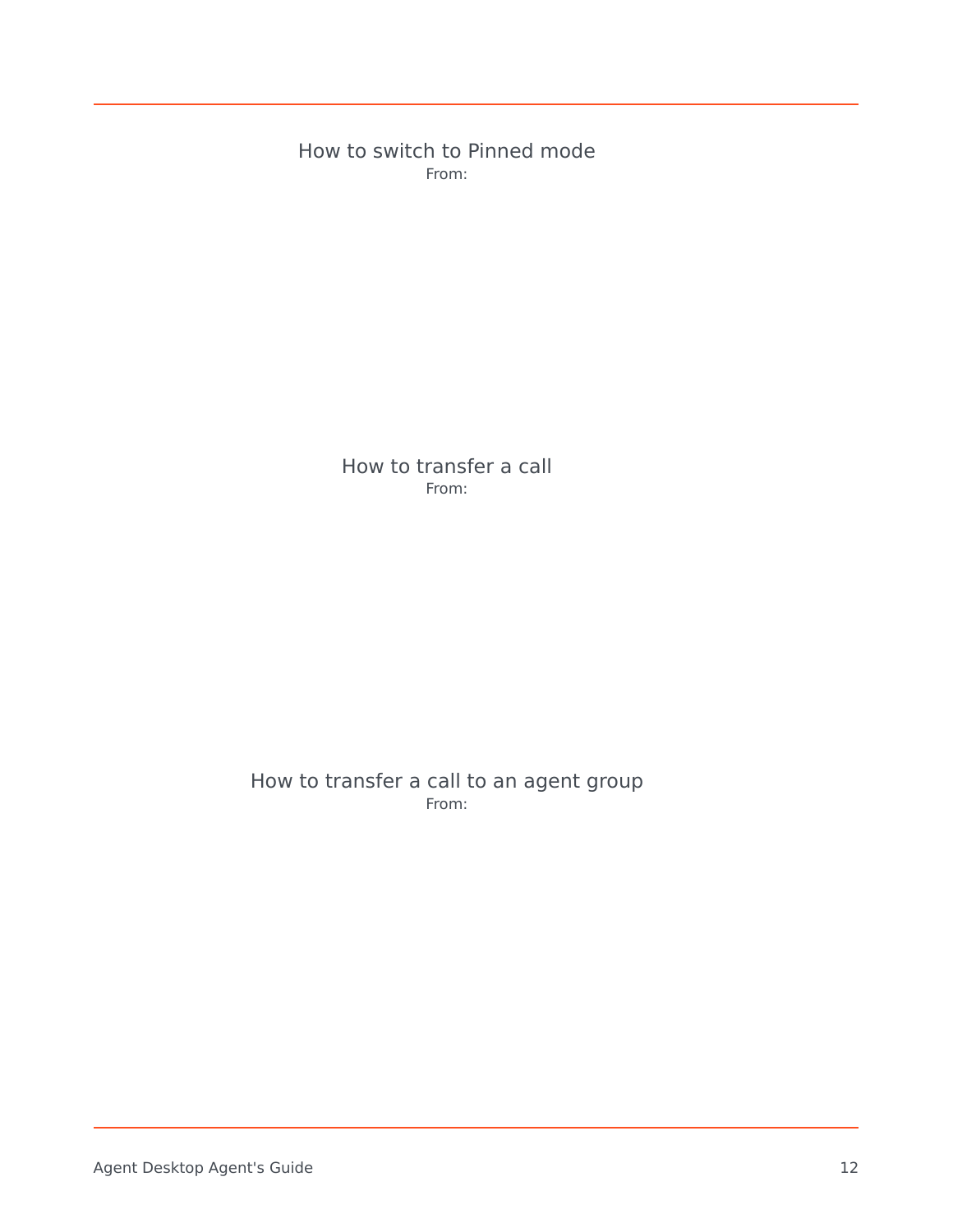How to switch to Pinned mode

From:

How to transfer a call

From:

How to transfer a call to an agent group

From: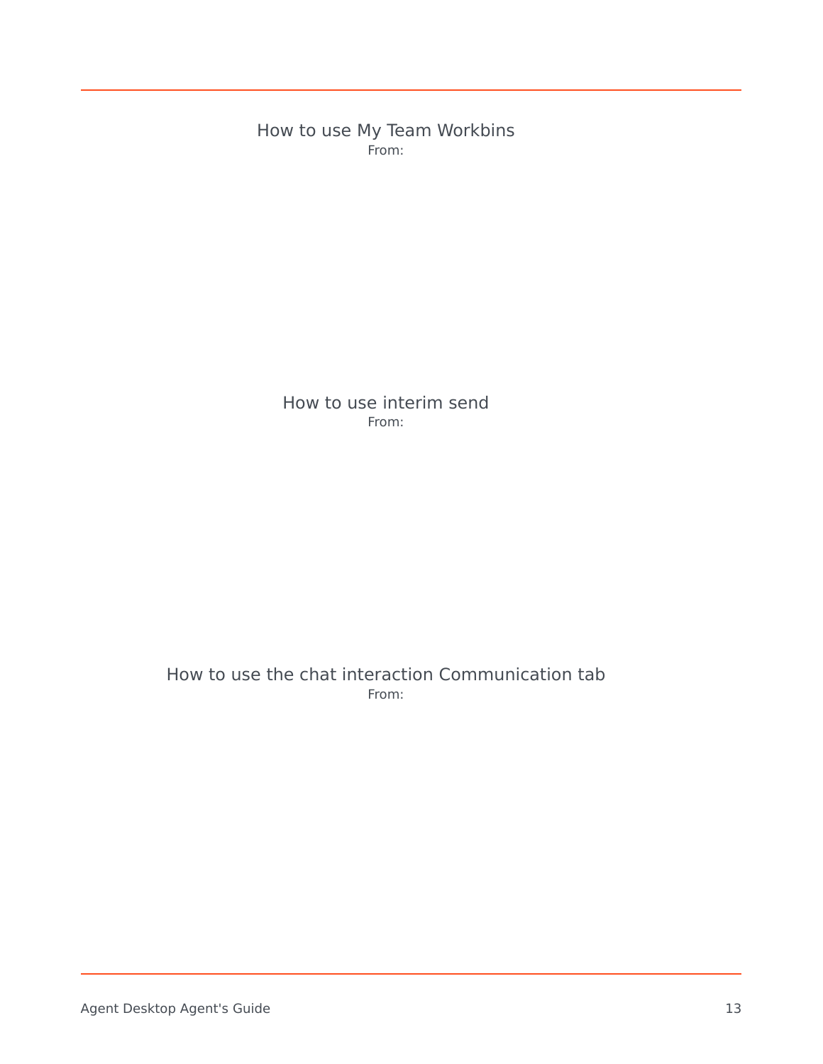How to use My Team Workbins

From:

How to use interim send

From:

How to use the chat interaction Communication tab

From: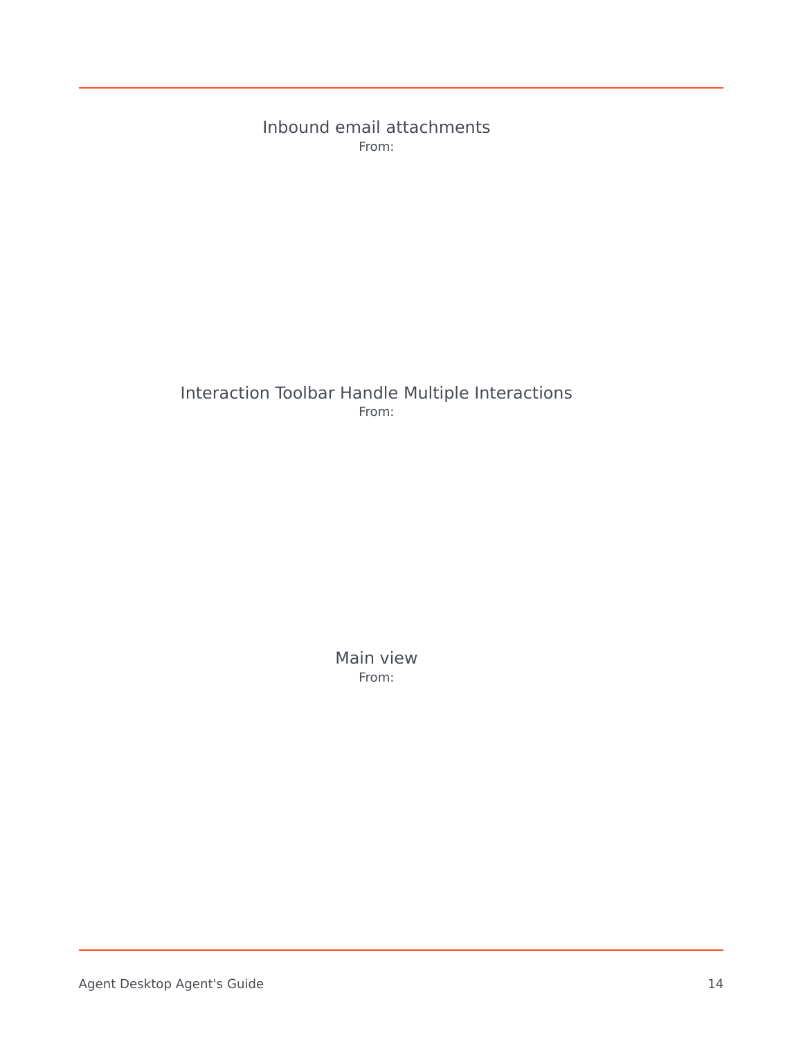Inbound email attachments

From:

Interaction Toolbar Handle Multiple Interactions

From:

Main view

From: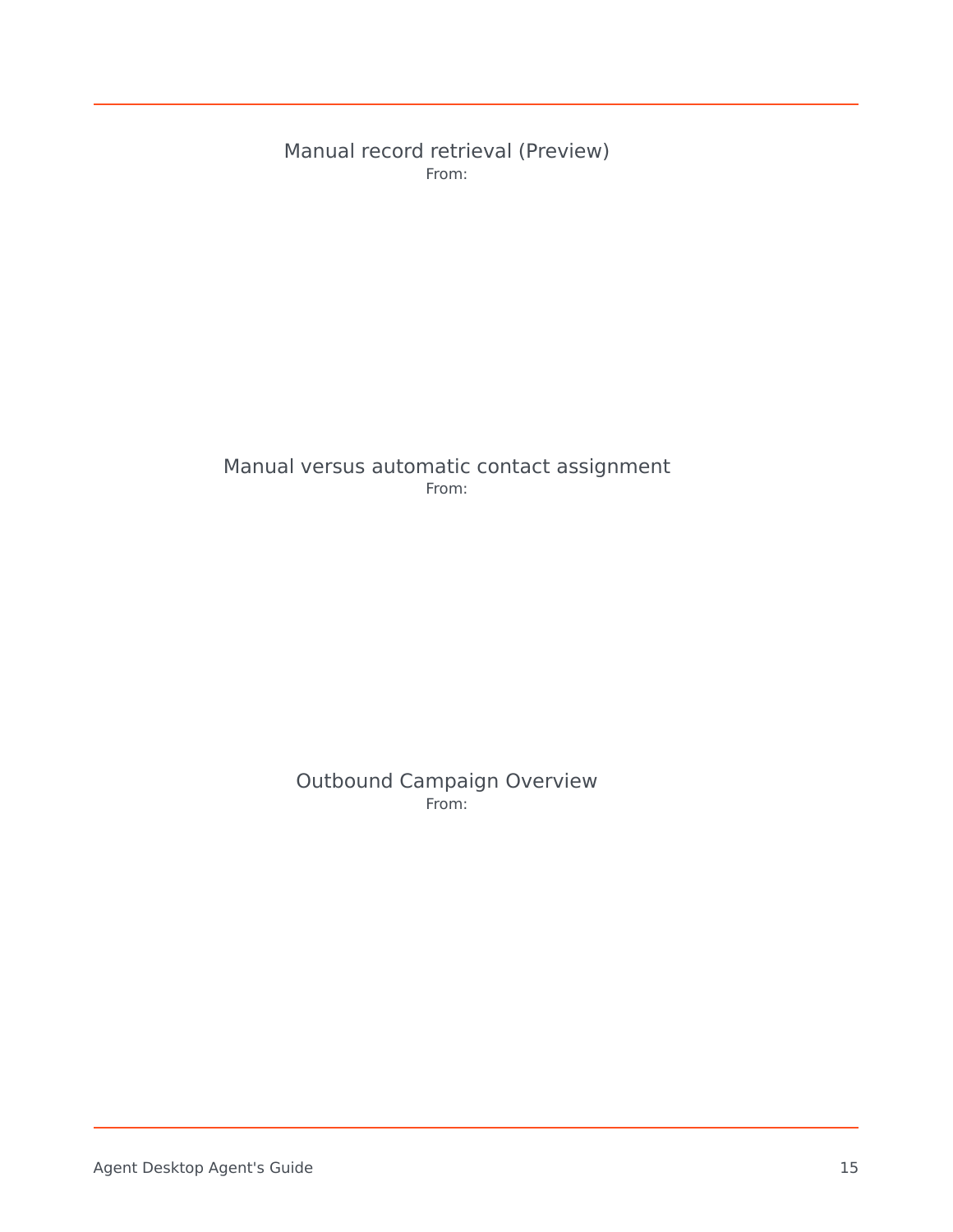Manual record retrieval (Preview)

From:

Manual versus automatic contact assignment

From:

Outbound Campaign Overview

From: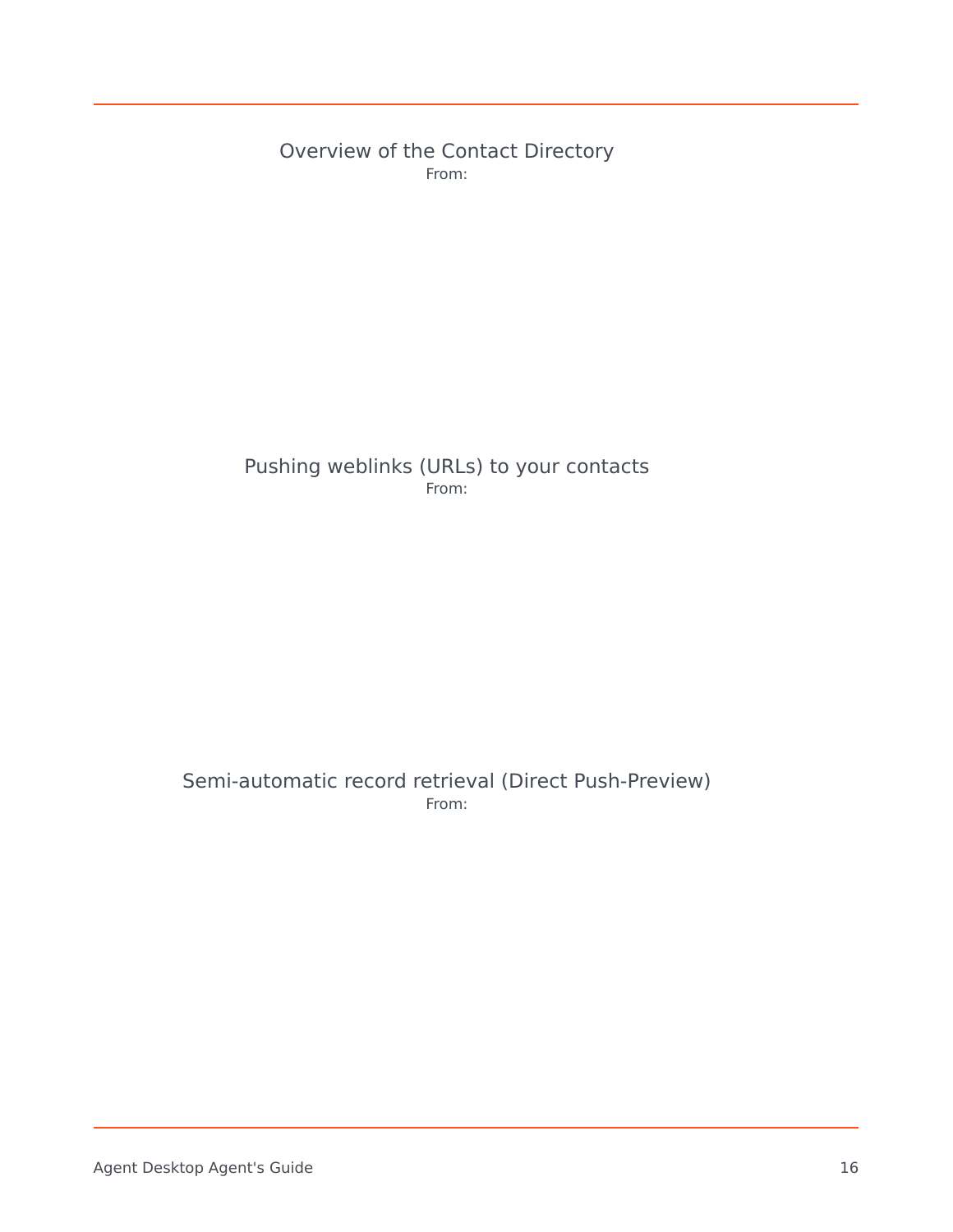Overview of the Contact Directory

From:

Pushing weblinks (URLs) to your contacts

From:

Semi-automatic record retrieval (Direct Push-Preview)

From: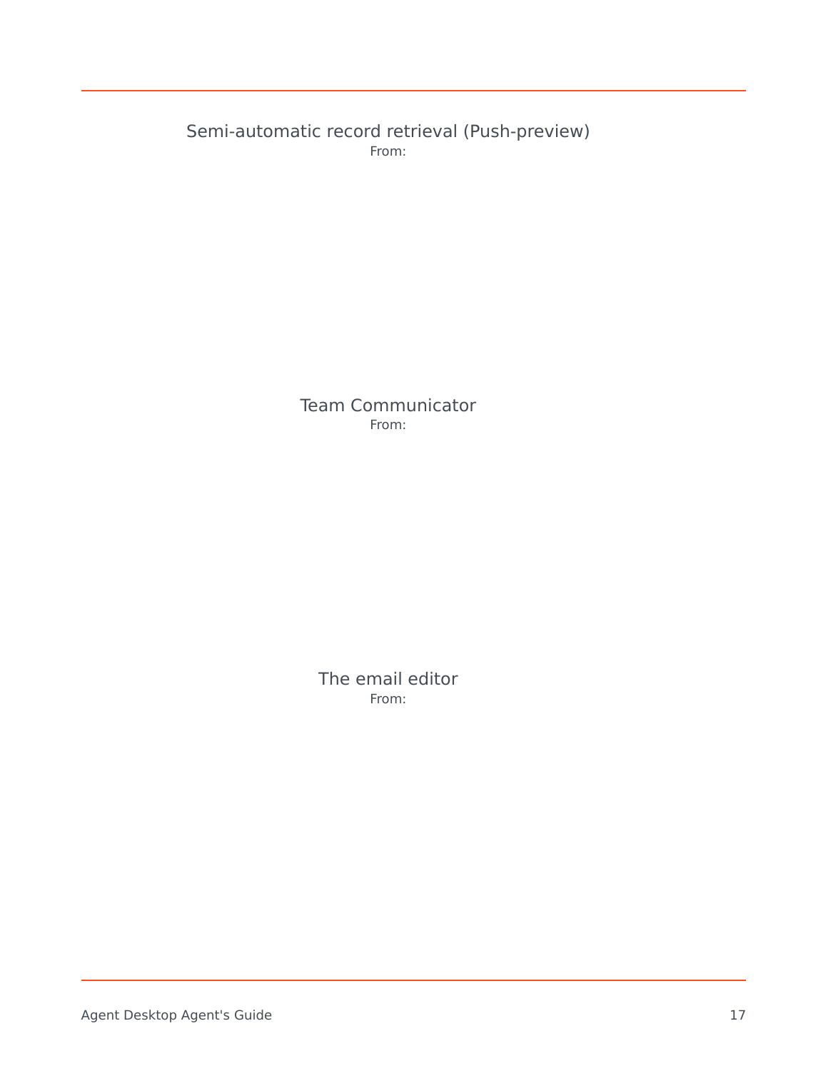Semi-automatic record retrieval (Push-preview)

From:

Team Communicator

From:

The email editor

From: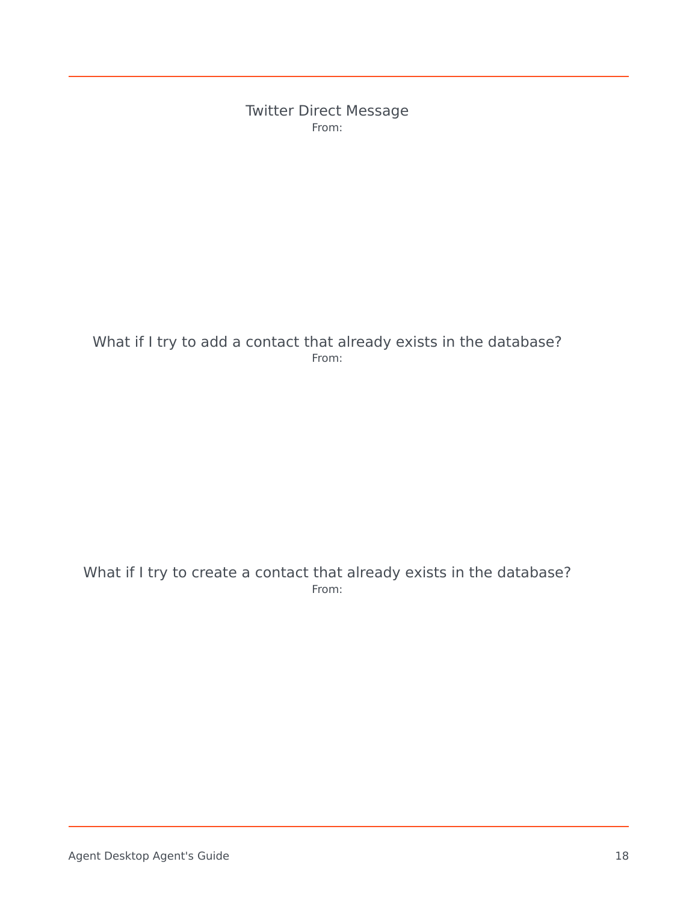Twitter Direct Message

From:

What if I try to add a contact that already exists in the database?

From:

What if I try to create a contact that already exists in the database?

From: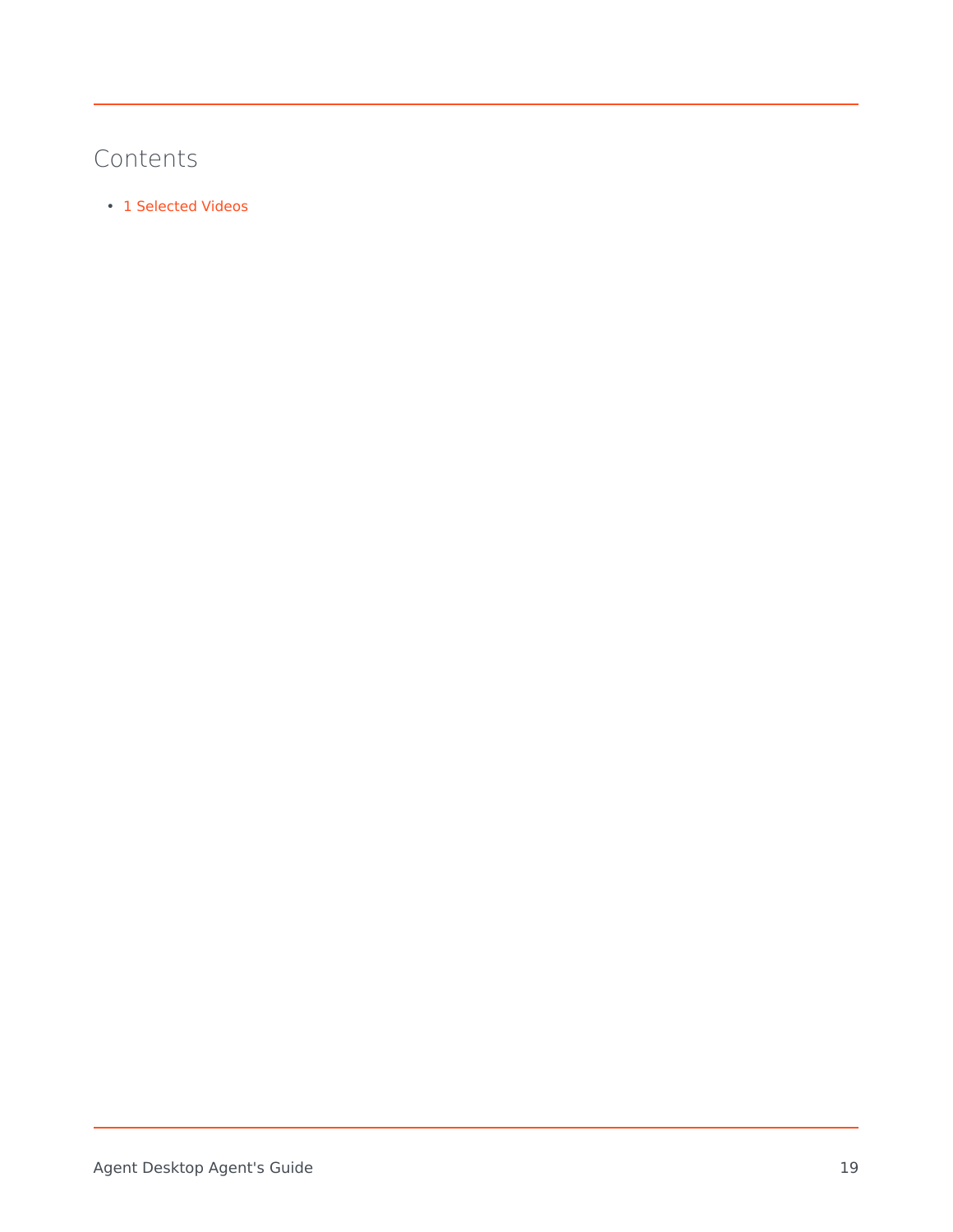## Contents

- 1 Selected Videos